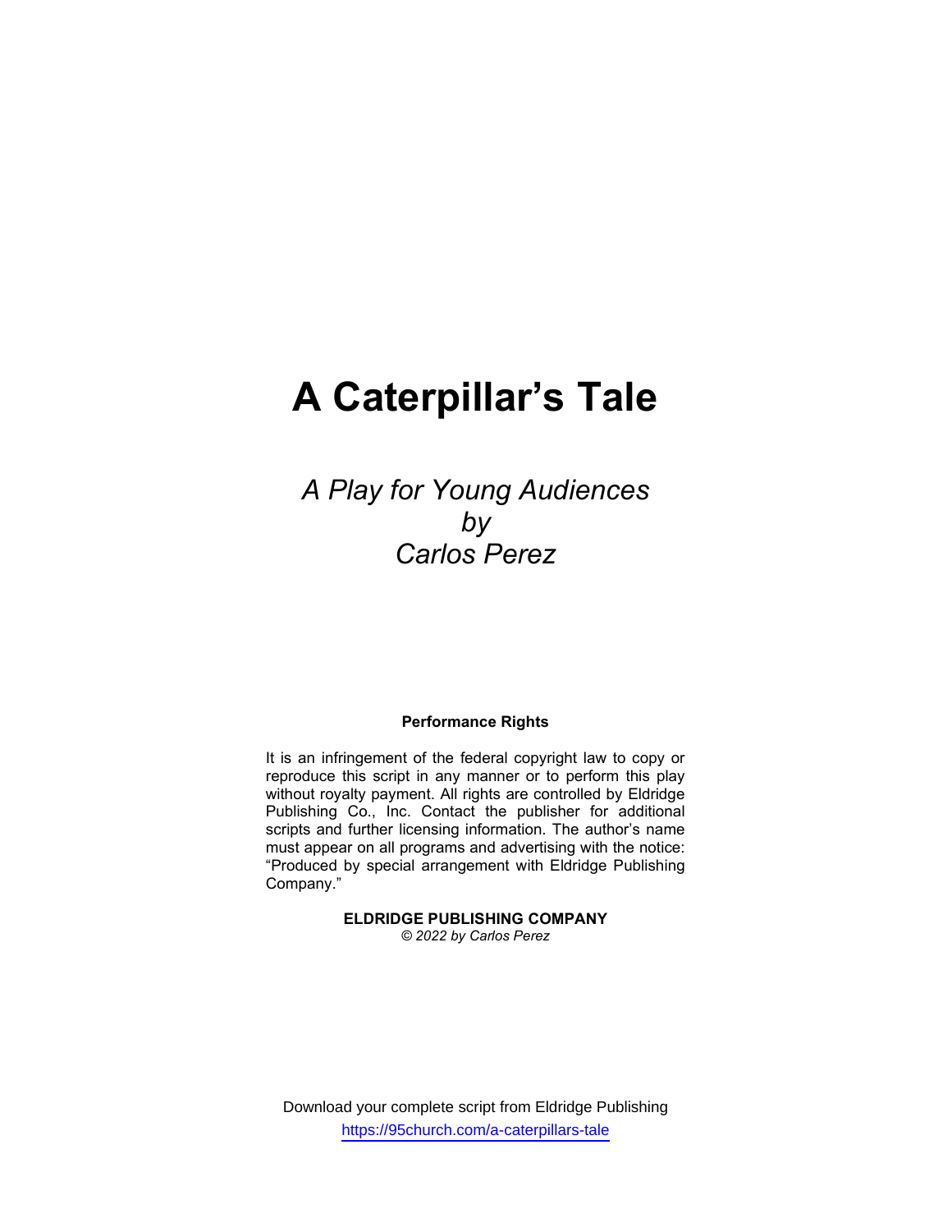# A Caterpillar's Tale

*A Play for Young Audiences*
*by*
*Carlos Perez*

**Performance Rights**

It is an infringement of the federal copyright law to copy or reproduce this script in any manner or to perform this play without royalty payment. All rights are controlled by Eldridge Publishing Co., Inc. Contact the publisher for additional scripts and further licensing information. The author's name must appear on all programs and advertising with the notice: "Produced by special arrangement with Eldridge Publishing Company."

**ELDRIDGE PUBLISHING COMPANY**
*© 2022 by Carlos Perez*

Download your complete script from Eldridge Publishing
https://95church.com/a-caterpillars-tale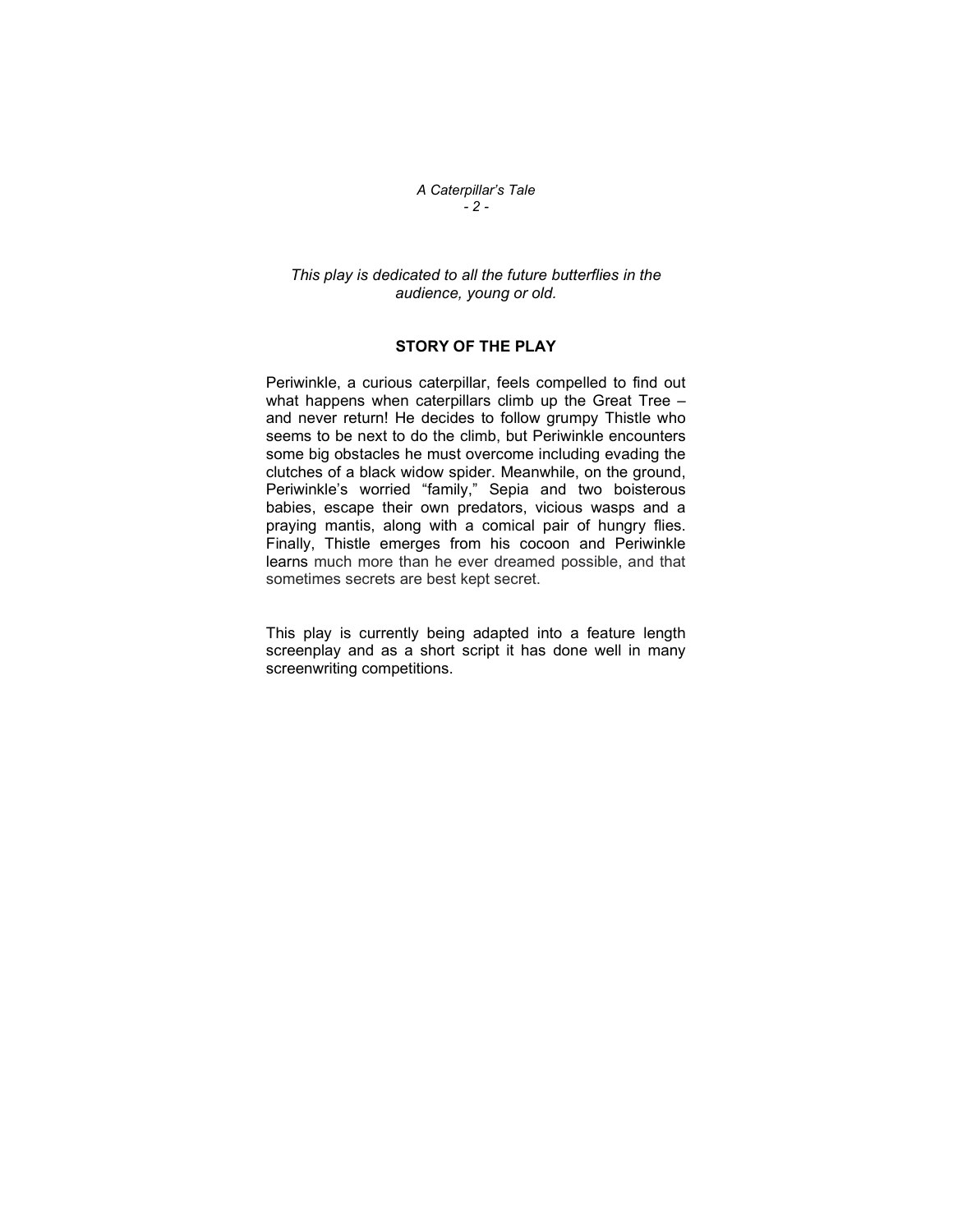*This play is dedicated to all the future butterflies in the audience, young or old.*

## STORY OF THE PLAY

Periwinkle, a curious caterpillar, feels compelled to find out what happens when caterpillars climb up the Great Tree – and never return! He decides to follow grumpy Thistle who seems to be next to do the climb, but Periwinkle encounters some big obstacles he must overcome including evading the clutches of a black widow spider. Meanwhile, on the ground, Periwinkle's worried "family," Sepia and two boisterous babies, escape their own predators, vicious wasps and a praying mantis, along with a comical pair of hungry flies. Finally, Thistle emerges from his cocoon and Periwinkle learns much more than he ever dreamed possible, and that sometimes secrets are best kept secret.

This play is currently being adapted into a feature length screenplay and as a short script it has done well in many screenwriting competitions.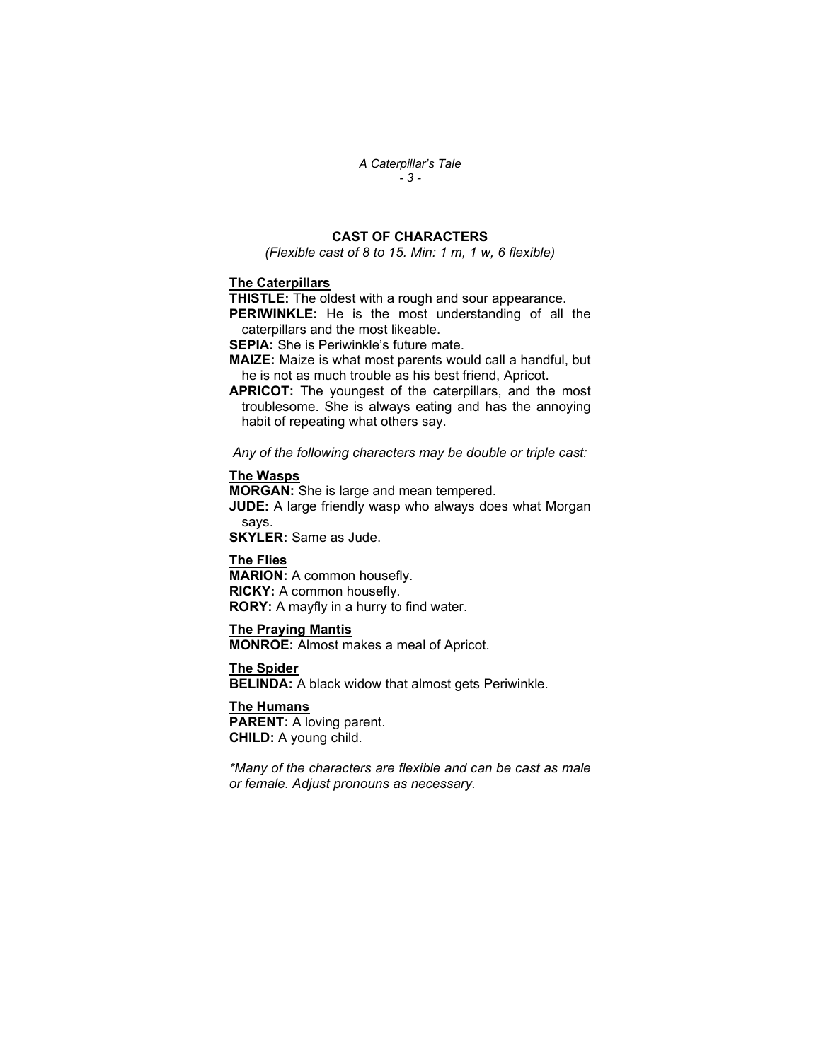## CAST OF CHARACTERS

*(Flexible cast of 8 to 15. Min: 1 m, 1 w, 6 flexible)*

### The Caterpillars

**THISTLE:** The oldest with a rough and sour appearance.

**PERIWINKLE:** He is the most understanding of all the caterpillars and the most likeable.

**SEPIA:** She is Periwinkle's future mate.

**MAIZE:** Maize is what most parents would call a handful, but he is not as much trouble as his best friend, Apricot.

**APRICOT:** The youngest of the caterpillars, and the most troublesome. She is always eating and has the annoying habit of repeating what others say.

*Any of the following characters may be double or triple cast:*

### The Wasps

**MORGAN:** She is large and mean tempered.

**JUDE:** A large friendly wasp who always does what Morgan says.

**SKYLER:** Same as Jude.

### The Flies

**MARION:** A common housefly.

**RICKY:** A common housefly.

**RORY:** A mayfly in a hurry to find water.

### The Praying Mantis

**MONROE:** Almost makes a meal of Apricot.

### The Spider

**BELINDA:** A black widow that almost gets Periwinkle.

### The Humans

**PARENT:** A loving parent.

**CHILD:** A young child.

*\*Many of the characters are flexible and can be cast as male or female. Adjust pronouns as necessary.*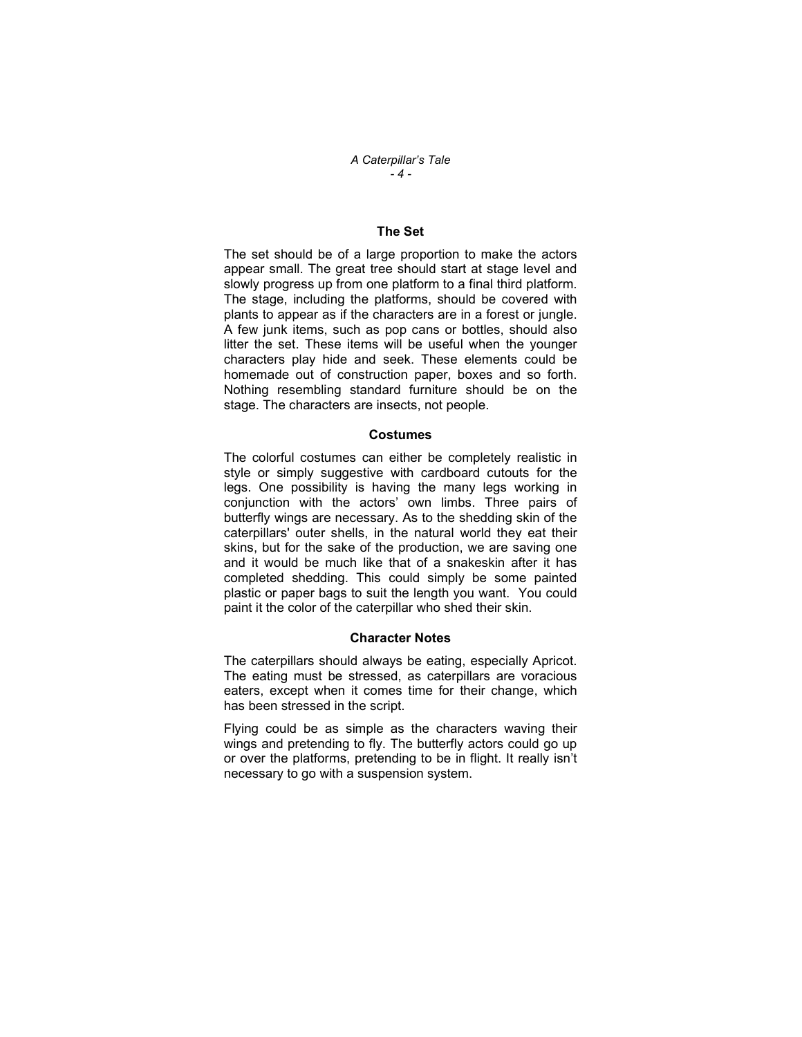## The Set

The set should be of a large proportion to make the actors appear small. The great tree should start at stage level and slowly progress up from one platform to a final third platform. The stage, including the platforms, should be covered with plants to appear as if the characters are in a forest or jungle. A few junk items, such as pop cans or bottles, should also litter the set. These items will be useful when the younger characters play hide and seek. These elements could be homemade out of construction paper, boxes and so forth. Nothing resembling standard furniture should be on the stage. The characters are insects, not people.

## Costumes

The colorful costumes can either be completely realistic in style or simply suggestive with cardboard cutouts for the legs. One possibility is having the many legs working in conjunction with the actors' own limbs. Three pairs of butterfly wings are necessary. As to the shedding skin of the caterpillars' outer shells, in the natural world they eat their skins, but for the sake of the production, we are saving one and it would be much like that of a snakeskin after it has completed shedding. This could simply be some painted plastic or paper bags to suit the length you want. You could paint it the color of the caterpillar who shed their skin.

## Character Notes

The caterpillars should always be eating, especially Apricot. The eating must be stressed, as caterpillars are voracious eaters, except when it comes time for their change, which has been stressed in the script.

Flying could be as simple as the characters waving their wings and pretending to fly. The butterfly actors could go up or over the platforms, pretending to be in flight. It really isn't necessary to go with a suspension system.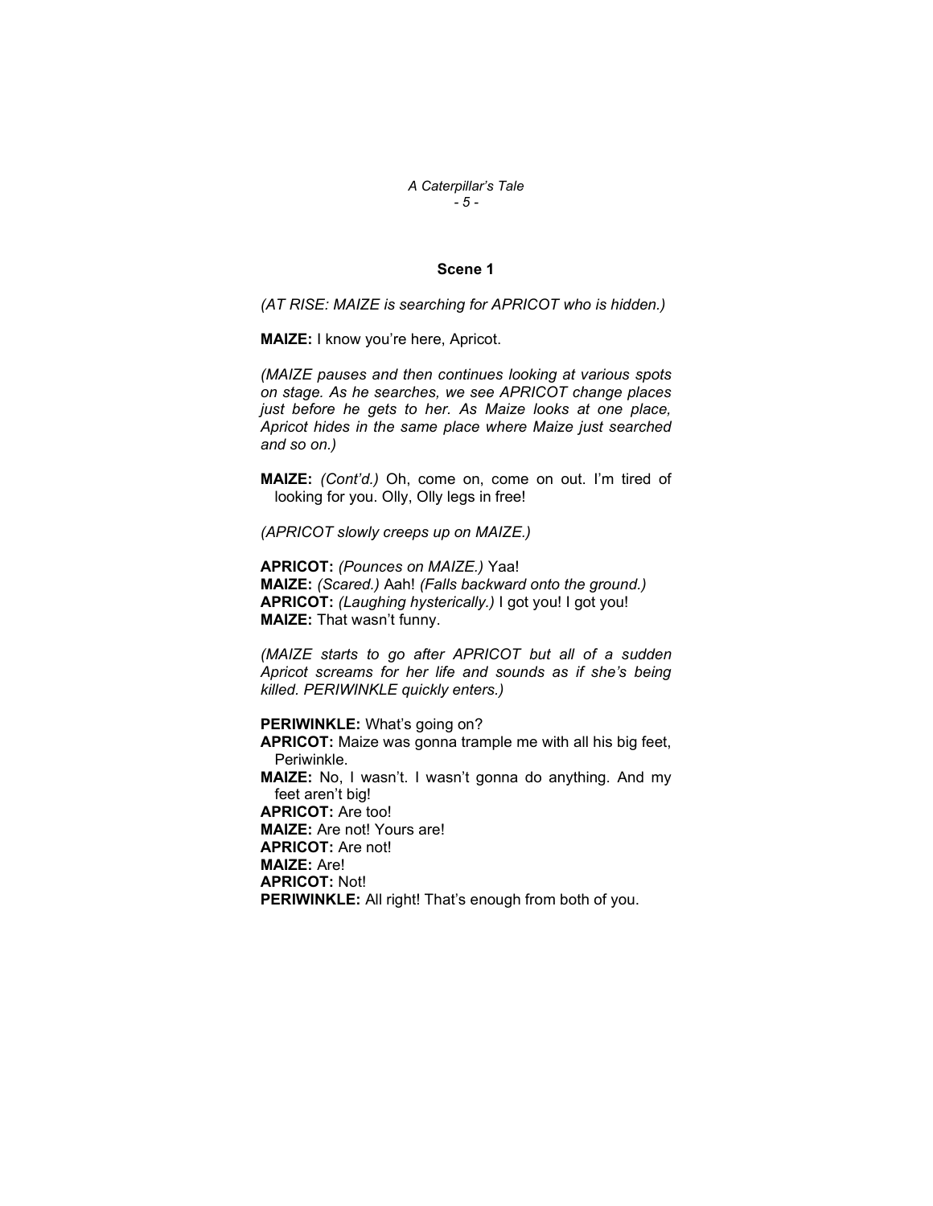## Scene 1

*(AT RISE: MAIZE is searching for APRICOT who is hidden.)*

**MAIZE:** I know you're here, Apricot.

*(MAIZE pauses and then continues looking at various spots on stage. As he searches, we see APRICOT change places just before he gets to her. As Maize looks at one place, Apricot hides in the same place where Maize just searched and so on.)*

**MAIZE:** *(Cont'd.)* Oh, come on, come on out. I'm tired of looking for you. Olly, Olly legs in free!

*(APRICOT slowly creeps up on MAIZE.)*

**APRICOT:** *(Pounces on MAIZE.)* Yaa!
**MAIZE:** *(Scared.)* Aah! *(Falls backward onto the ground.)*
**APRICOT:** *(Laughing hysterically.)* I got you! I got you!
**MAIZE:** That wasn't funny.

*(MAIZE starts to go after APRICOT but all of a sudden Apricot screams for her life and sounds as if she's being killed. PERIWINKLE quickly enters.)*

**PERIWINKLE:** What's going on?
**APRICOT:** Maize was gonna trample me with all his big feet, Periwinkle.
**MAIZE:** No, I wasn't. I wasn't gonna do anything. And my feet aren't big!
**APRICOT:** Are too!
**MAIZE:** Are not! Yours are!
**APRICOT:** Are not!
**MAIZE:** Are!
**APRICOT:** Not!
**PERIWINKLE:** All right! That's enough from both of you.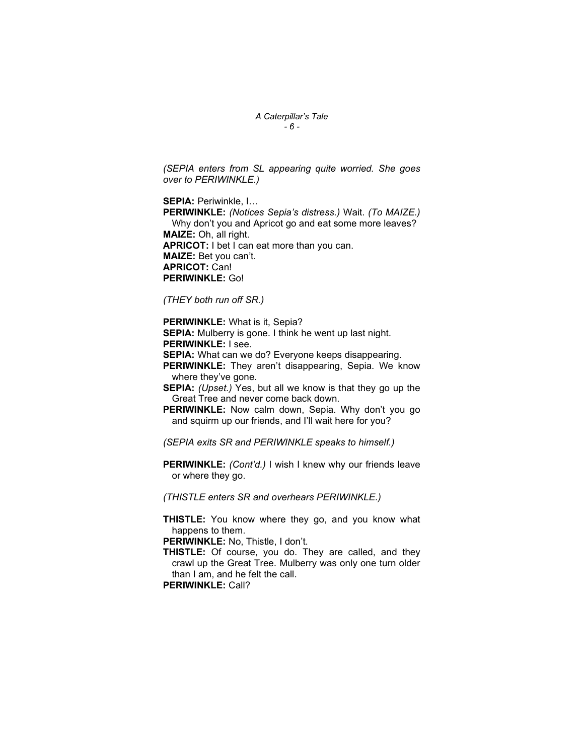*(SEPIA enters from SL appearing quite worried. She goes over to PERIWINKLE.)*

**SEPIA:** Periwinkle, I…

**PERIWINKLE:** *(Notices Sepia's distress.)* Wait. *(To MAIZE.)* Why don't you and Apricot go and eat some more leaves?

**MAIZE:** Oh, all right.

**APRICOT:** I bet I can eat more than you can.

**MAIZE:** Bet you can't.

**APRICOT:** Can!

**PERIWINKLE:** Go!

*(THEY both run off SR.)*

**PERIWINKLE:** What is it, Sepia?

**SEPIA:** Mulberry is gone. I think he went up last night.

**PERIWINKLE:** I see.

**SEPIA:** What can we do? Everyone keeps disappearing.

**PERIWINKLE:** They aren't disappearing, Sepia. We know where they've gone.

**SEPIA:** *(Upset.)* Yes, but all we know is that they go up the Great Tree and never come back down.

**PERIWINKLE:** Now calm down, Sepia. Why don't you go and squirm up our friends, and I'll wait here for you?

*(SEPIA exits SR and PERIWINKLE speaks to himself.)*

**PERIWINKLE:** *(Cont'd.)* I wish I knew why our friends leave or where they go.

*(THISTLE enters SR and overhears PERIWINKLE.)*

**THISTLE:** You know where they go, and you know what happens to them.

**PERIWINKLE:** No, Thistle, I don't.

**THISTLE:** Of course, you do. They are called, and they crawl up the Great Tree. Mulberry was only one turn older than I am, and he felt the call.

**PERIWINKLE:** Call?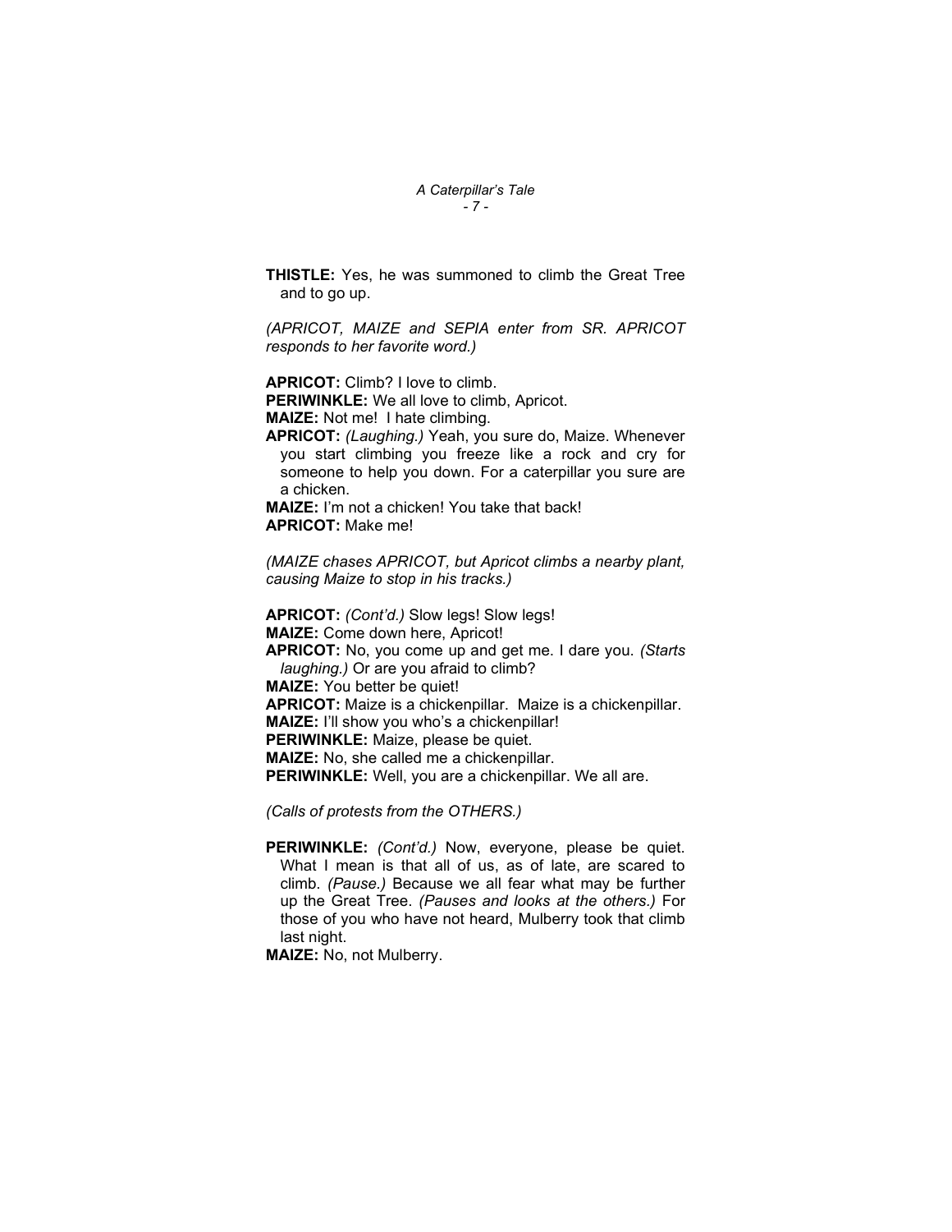**THISTLE:** Yes, he was summoned to climb the Great Tree and to go up.

*(APRICOT, MAIZE and SEPIA enter from SR. APRICOT responds to her favorite word.)*

**APRICOT:** Climb? I love to climb.
**PERIWINKLE:** We all love to climb, Apricot.
**MAIZE:** Not me! I hate climbing.
**APRICOT:** *(Laughing.)* Yeah, you sure do, Maize. Whenever you start climbing you freeze like a rock and cry for someone to help you down. For a caterpillar you sure are a chicken.
**MAIZE:** I'm not a chicken! You take that back!
**APRICOT:** Make me!

*(MAIZE chases APRICOT, but Apricot climbs a nearby plant, causing Maize to stop in his tracks.)*

**APRICOT:** *(Cont'd.)* Slow legs! Slow legs!
**MAIZE:** Come down here, Apricot!
**APRICOT:** No, you come up and get me. I dare you. *(Starts laughing.)* Or are you afraid to climb?
**MAIZE:** You better be quiet!
**APRICOT:** Maize is a chickenpillar. Maize is a chickenpillar.
**MAIZE:** I'll show you who's a chickenpillar!
**PERIWINKLE:** Maize, please be quiet.
**MAIZE:** No, she called me a chickenpillar.
**PERIWINKLE:** Well, you are a chickenpillar. We all are.

*(Calls of protests from the OTHERS.)*

**PERIWINKLE:** *(Cont'd.)* Now, everyone, please be quiet. What I mean is that all of us, as of late, are scared to climb. *(Pause.)* Because we all fear what may be further up the Great Tree. *(Pauses and looks at the others.)* For those of you who have not heard, Mulberry took that climb last night.
**MAIZE:** No, not Mulberry.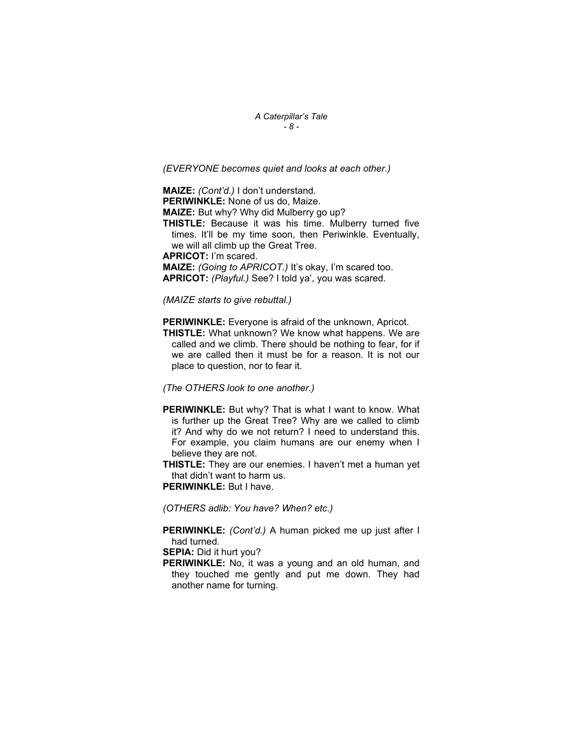*(EVERYONE becomes quiet and looks at each other.)*

**MAIZE:** *(Cont'd.)* I don't understand.

**PERIWINKLE:** None of us do, Maize.

**MAIZE:** But why? Why did Mulberry go up?

**THISTLE:** Because it was his time. Mulberry turned five times. It'll be my time soon, then Periwinkle. Eventually, we will all climb up the Great Tree.

**APRICOT:** I'm scared.

**MAIZE:** *(Going to APRICOT.)* It's okay, I'm scared too.

**APRICOT:** *(Playful.)* See? I told ya', you was scared.

*(MAIZE starts to give rebuttal.)*

**PERIWINKLE:** Everyone is afraid of the unknown, Apricot.

**THISTLE:** What unknown? We know what happens. We are called and we climb. There should be nothing to fear, for if we are called then it must be for a reason. It is not our place to question, nor to fear it.

*(The OTHERS look to one another.)*

**PERIWINKLE:** But why? That is what I want to know. What is further up the Great Tree? Why are we called to climb it? And why do we not return? I need to understand this. For example, you claim humans are our enemy when I believe they are not.

**THISTLE:** They are our enemies. I haven't met a human yet that didn't want to harm us.

**PERIWINKLE:** But I have.

*(OTHERS adlib: You have? When? etc.)*

**PERIWINKLE:** *(Cont'd.)* A human picked me up just after I had turned.

**SEPIA:** Did it hurt you?

**PERIWINKLE:** No, it was a young and an old human, and they touched me gently and put me down. They had another name for turning.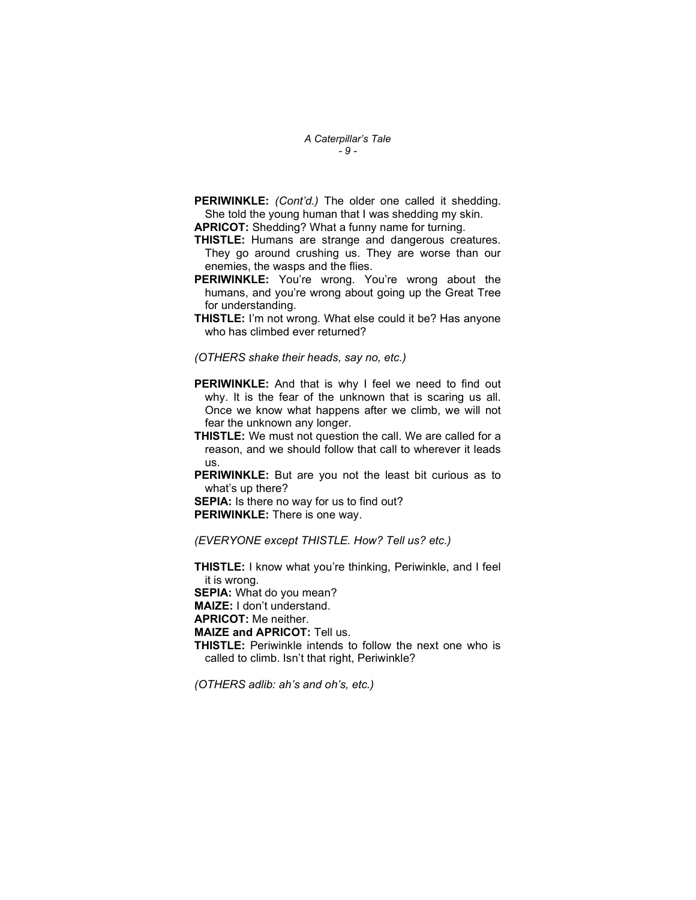**PERIWINKLE:** *(Cont'd.)* The older one called it shedding. She told the young human that I was shedding my skin.

**APRICOT:** Shedding? What a funny name for turning.

**THISTLE:** Humans are strange and dangerous creatures. They go around crushing us. They are worse than our enemies, the wasps and the flies.

**PERIWINKLE:** You're wrong. You're wrong about the humans, and you're wrong about going up the Great Tree for understanding.

**THISTLE:** I'm not wrong. What else could it be? Has anyone who has climbed ever returned?

*(OTHERS shake their heads, say no, etc.)*

**PERIWINKLE:** And that is why I feel we need to find out why. It is the fear of the unknown that is scaring us all. Once we know what happens after we climb, we will not fear the unknown any longer.

**THISTLE:** We must not question the call. We are called for a reason, and we should follow that call to wherever it leads us.

**PERIWINKLE:** But are you not the least bit curious as to what's up there?

**SEPIA:** Is there no way for us to find out?

**PERIWINKLE:** There is one way.

*(EVERYONE except THISTLE. How? Tell us? etc.)*

**THISTLE:** I know what you're thinking, Periwinkle, and I feel it is wrong.

**SEPIA:** What do you mean?

**MAIZE:** I don't understand.

**APRICOT:** Me neither.

**MAIZE and APRICOT:** Tell us.

**THISTLE:** Periwinkle intends to follow the next one who is called to climb. Isn't that right, Periwinkle?

*(OTHERS adlib: ah's and oh's, etc.)*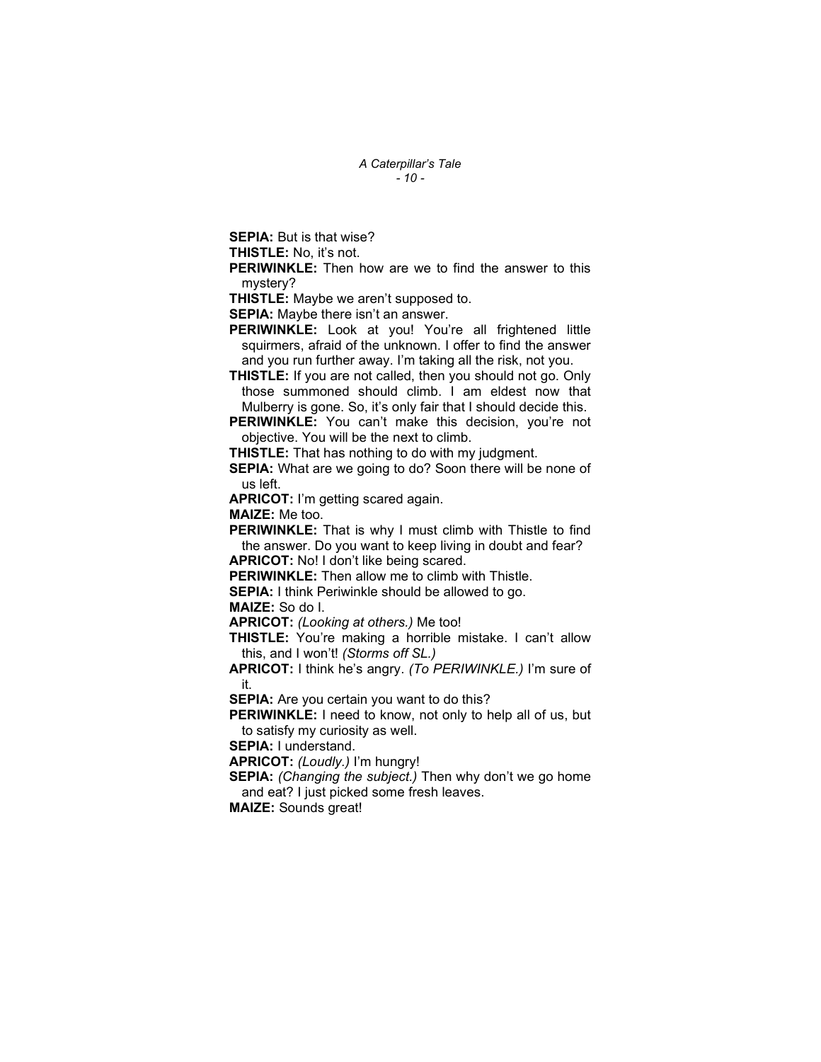**SEPIA:** But is that wise?

**THISTLE:** No, it's not.

**PERIWINKLE:** Then how are we to find the answer to this mystery?

**THISTLE:** Maybe we aren't supposed to.

**SEPIA:** Maybe there isn't an answer.

**PERIWINKLE:** Look at you! You're all frightened little squirmers, afraid of the unknown. I offer to find the answer and you run further away. I'm taking all the risk, not you.

**THISTLE:** If you are not called, then you should not go. Only those summoned should climb. I am eldest now that Mulberry is gone. So, it's only fair that I should decide this.

**PERIWINKLE:** You can't make this decision, you're not objective. You will be the next to climb.

**THISTLE:** That has nothing to do with my judgment.

**SEPIA:** What are we going to do? Soon there will be none of us left.

**APRICOT:** I'm getting scared again.

**MAIZE:** Me too.

**PERIWINKLE:** That is why I must climb with Thistle to find the answer. Do you want to keep living in doubt and fear?

**APRICOT:** No! I don't like being scared.

**PERIWINKLE:** Then allow me to climb with Thistle.

**SEPIA:** I think Periwinkle should be allowed to go.

**MAIZE:** So do I.

**APRICOT:** *(Looking at others.)* Me too!

**THISTLE:** You're making a horrible mistake. I can't allow this, and I won't! *(Storms off SL.)*

**APRICOT:** I think he's angry. *(To PERIWINKLE.)* I'm sure of it.

**SEPIA:** Are you certain you want to do this?

**PERIWINKLE:** I need to know, not only to help all of us, but to satisfy my curiosity as well.

**SEPIA:** I understand.

**APRICOT:** *(Loudly.)* I'm hungry!

**SEPIA:** *(Changing the subject.)* Then why don't we go home and eat? I just picked some fresh leaves.

**MAIZE:** Sounds great!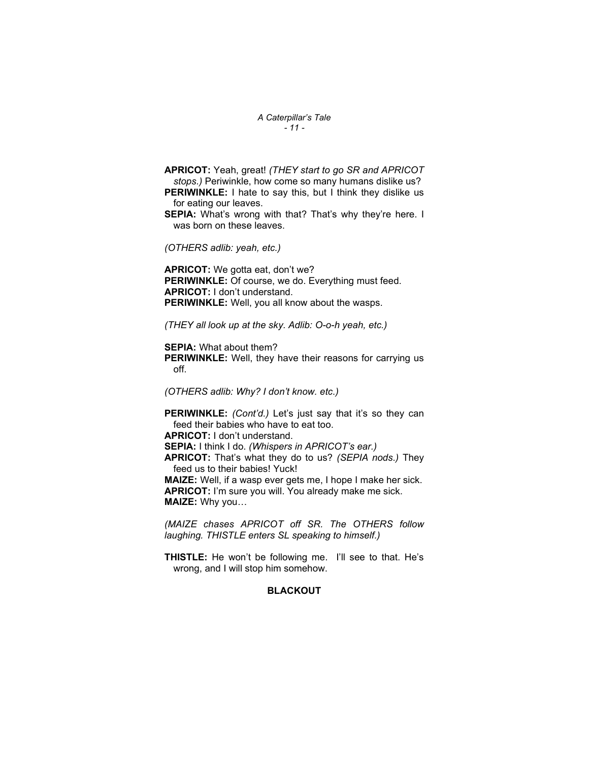**APRICOT:** Yeah, great! *(THEY start to go SR and APRICOT stops.)* Periwinkle, how come so many humans dislike us?

**PERIWINKLE:** I hate to say this, but I think they dislike us for eating our leaves.

**SEPIA:** What's wrong with that? That's why they're here. I was born on these leaves.

*(OTHERS adlib: yeah, etc.)*

**APRICOT:** We gotta eat, don't we?

**PERIWINKLE:** Of course, we do. Everything must feed.

**APRICOT:** I don't understand.

**PERIWINKLE:** Well, you all know about the wasps.

*(THEY all look up at the sky. Adlib: O-o-h yeah, etc.)*

**SEPIA:** What about them?

**PERIWINKLE:** Well, they have their reasons for carrying us off.

*(OTHERS adlib: Why? I don't know. etc.)*

**PERIWINKLE:** *(Cont'd.)* Let's just say that it's so they can feed their babies who have to eat too.

**APRICOT:** I don't understand.

**SEPIA:** I think I do. *(Whispers in APRICOT's ear.)*

**APRICOT:** That's what they do to us? *(SEPIA nods.)* They feed us to their babies! Yuck!

**MAIZE:** Well, if a wasp ever gets me, I hope I make her sick.

**APRICOT:** I'm sure you will. You already make me sick.

**MAIZE:** Why you…

*(MAIZE chases APRICOT off SR. The OTHERS follow laughing. THISTLE enters SL speaking to himself.)*

**THISTLE:** He won't be following me. I'll see to that. He's wrong, and I will stop him somehow.

**BLACKOUT**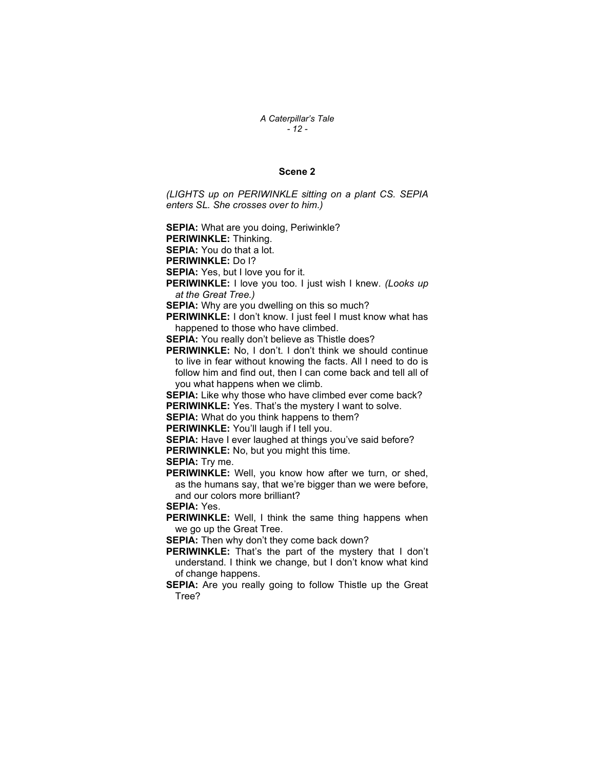### Scene 2

*(LIGHTS up on PERIWINKLE sitting on a plant CS. SEPIA enters SL. She crosses over to him.)*

**SEPIA:** What are you doing, Periwinkle?

**PERIWINKLE:** Thinking.

**SEPIA:** You do that a lot.

**PERIWINKLE:** Do I?

**SEPIA:** Yes, but I love you for it.

**PERIWINKLE:** I love you too. I just wish I knew. *(Looks up at the Great Tree.)*

**SEPIA:** Why are you dwelling on this so much?

**PERIWINKLE:** I don't know. I just feel I must know what has happened to those who have climbed.

**SEPIA:** You really don't believe as Thistle does?

**PERIWINKLE:** No, I don't. I don't think we should continue to live in fear without knowing the facts. All I need to do is follow him and find out, then I can come back and tell all of you what happens when we climb.

**SEPIA:** Like why those who have climbed ever come back?

**PERIWINKLE:** Yes. That's the mystery I want to solve.

**SEPIA:** What do you think happens to them?

**PERIWINKLE:** You'll laugh if I tell you.

**SEPIA:** Have I ever laughed at things you've said before?

**PERIWINKLE:** No, but you might this time.

**SEPIA:** Try me.

**PERIWINKLE:** Well, you know how after we turn, or shed, as the humans say, that we're bigger than we were before, and our colors more brilliant?

**SEPIA:** Yes.

**PERIWINKLE:** Well, I think the same thing happens when we go up the Great Tree.

**SEPIA:** Then why don't they come back down?

**PERIWINKLE:** That's the part of the mystery that I don't understand. I think we change, but I don't know what kind of change happens.

**SEPIA:** Are you really going to follow Thistle up the Great Tree?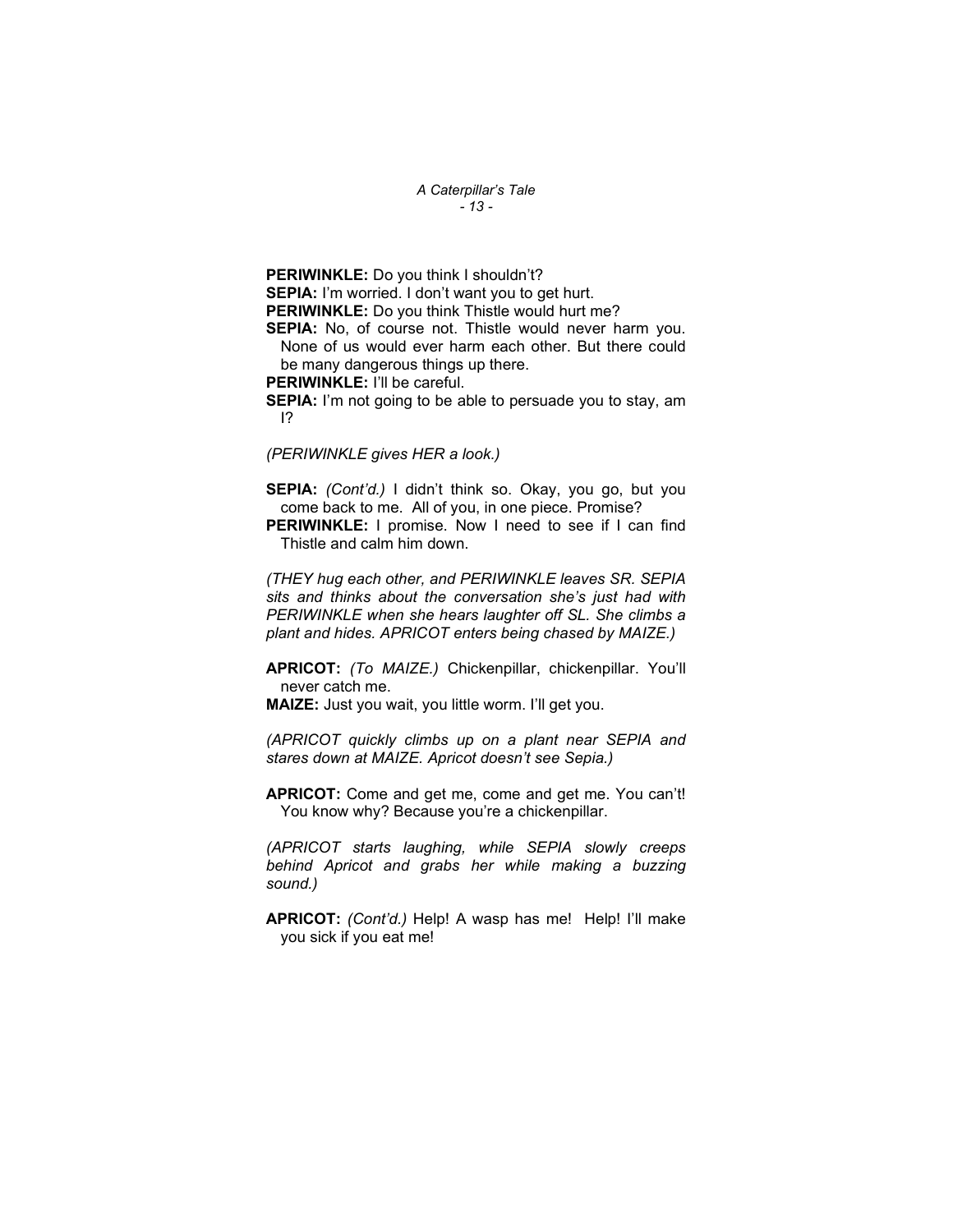**PERIWINKLE:** Do you think I shouldn't?

**SEPIA:** I'm worried. I don't want you to get hurt.

**PERIWINKLE:** Do you think Thistle would hurt me?

**SEPIA:** No, of course not. Thistle would never harm you. None of us would ever harm each other. But there could be many dangerous things up there.

**PERIWINKLE:** I'll be careful.

**SEPIA:** I'm not going to be able to persuade you to stay, am I?

*(PERIWINKLE gives HER a look.)*

**SEPIA:** *(Cont'd.)* I didn't think so. Okay, you go, but you come back to me. All of you, in one piece. Promise?

**PERIWINKLE:** I promise. Now I need to see if I can find Thistle and calm him down.

*(THEY hug each other, and PERIWINKLE leaves SR. SEPIA sits and thinks about the conversation she's just had with PERIWINKLE when she hears laughter off SL. She climbs a plant and hides. APRICOT enters being chased by MAIZE.)*

**APRICOT:** *(To MAIZE.)* Chickenpillar, chickenpillar. You'll never catch me.

**MAIZE:** Just you wait, you little worm. I'll get you.

*(APRICOT quickly climbs up on a plant near SEPIA and stares down at MAIZE. Apricot doesn't see Sepia.)*

**APRICOT:** Come and get me, come and get me. You can't! You know why? Because you're a chickenpillar.

*(APRICOT starts laughing, while SEPIA slowly creeps behind Apricot and grabs her while making a buzzing sound.)*

**APRICOT:** *(Cont'd.)* Help! A wasp has me! Help! I'll make you sick if you eat me!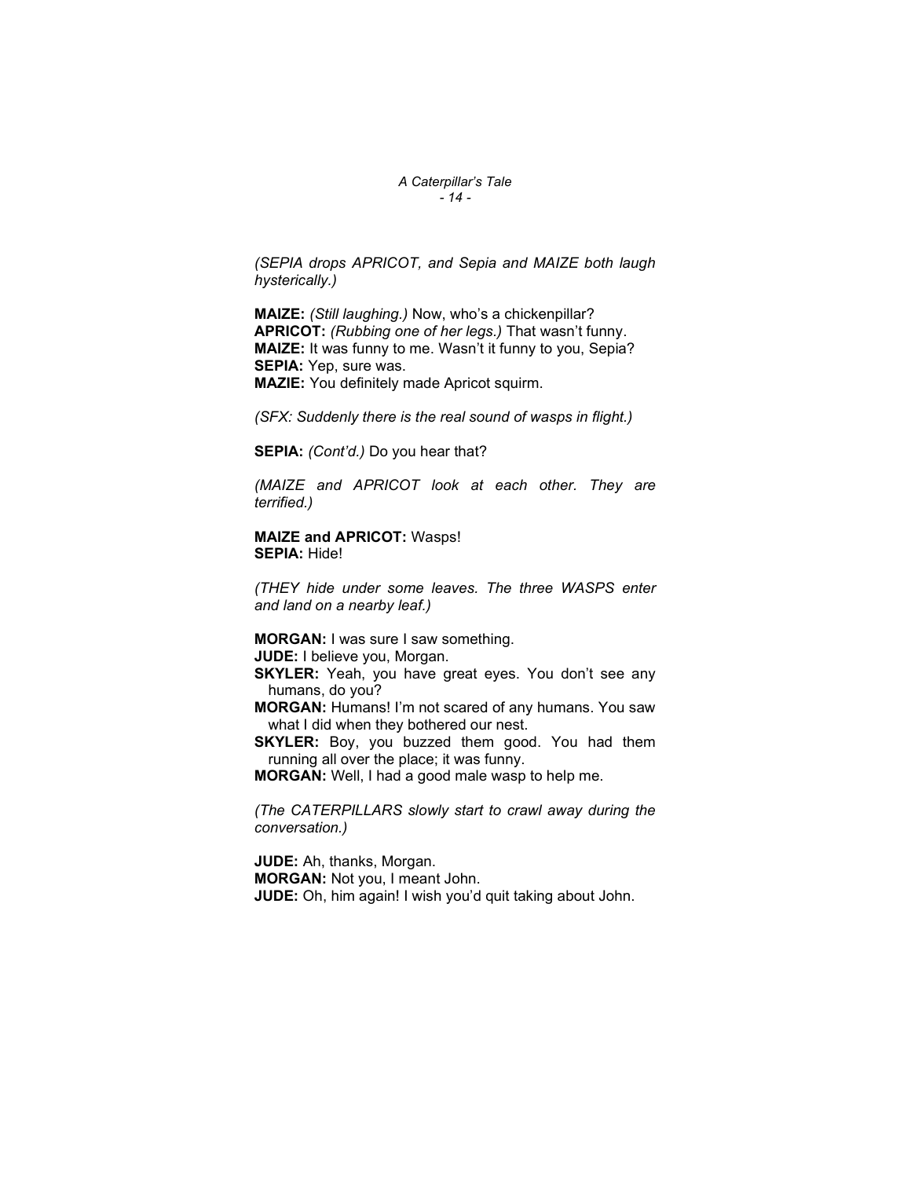*(SEPIA drops APRICOT, and Sepia and MAIZE both laugh hysterically.)*

**MAIZE:** *(Still laughing.)* Now, who's a chickenpillar?
**APRICOT:** *(Rubbing one of her legs.)* That wasn't funny.
**MAIZE:** It was funny to me. Wasn't it funny to you, Sepia?
**SEPIA:** Yep, sure was.
**MAZIE:** You definitely made Apricot squirm.

*(SFX: Suddenly there is the real sound of wasps in flight.)*

**SEPIA:** *(Cont'd.)* Do you hear that?

*(MAIZE and APRICOT look at each other. They are terrified.)*

**MAIZE and APRICOT:** Wasps!
**SEPIA:** Hide!

*(THEY hide under some leaves. The three WASPS enter and land on a nearby leaf.)*

**MORGAN:** I was sure I saw something.
**JUDE:** I believe you, Morgan.
**SKYLER:** Yeah, you have great eyes. You don't see any humans, do you?
**MORGAN:** Humans! I'm not scared of any humans. You saw what I did when they bothered our nest.
**SKYLER:** Boy, you buzzed them good. You had them running all over the place; it was funny.
**MORGAN:** Well, I had a good male wasp to help me.

*(The CATERPILLARS slowly start to crawl away during the conversation.)*

**JUDE:** Ah, thanks, Morgan.
**MORGAN:** Not you, I meant John.
**JUDE:** Oh, him again! I wish you'd quit taking about John.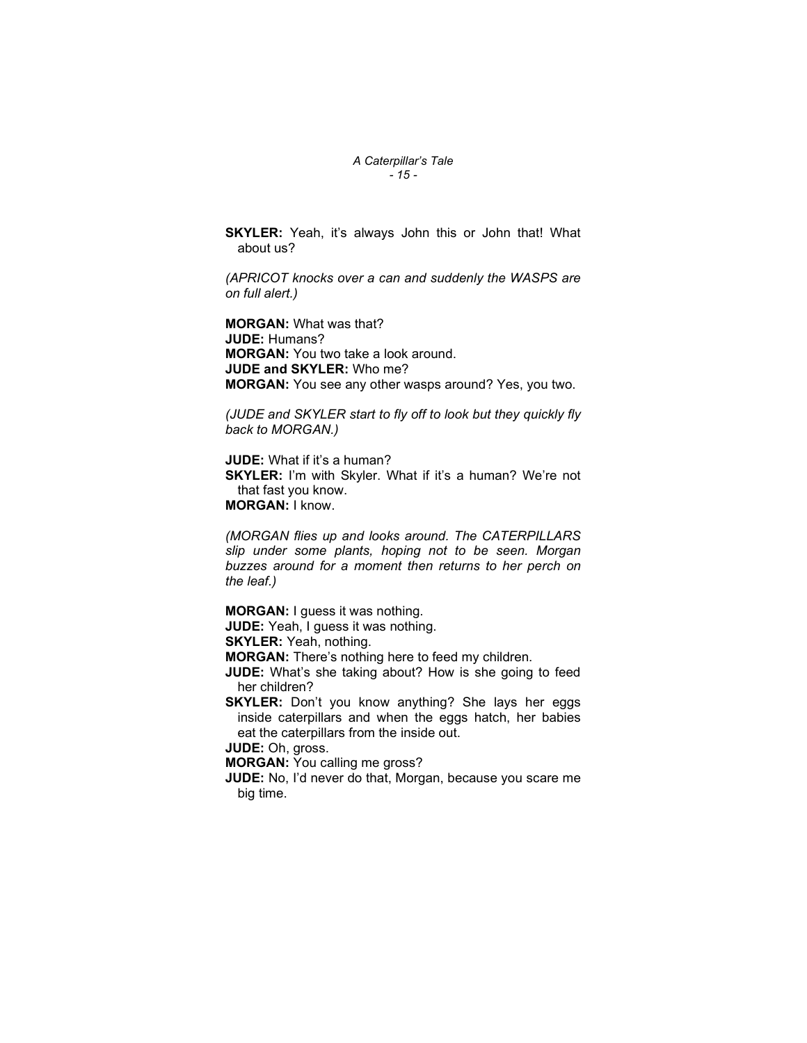**SKYLER:** Yeah, it's always John this or John that! What about us?

*(APRICOT knocks over a can and suddenly the WASPS are on full alert.)*

**MORGAN:** What was that?
**JUDE:** Humans?
**MORGAN:** You two take a look around.
**JUDE and SKYLER:** Who me?
**MORGAN:** You see any other wasps around? Yes, you two.

*(JUDE and SKYLER start to fly off to look but they quickly fly back to MORGAN.)*

**JUDE:** What if it's a human?
**SKYLER:** I'm with Skyler. What if it's a human? We're not that fast you know.
**MORGAN:** I know.

*(MORGAN flies up and looks around. The CATERPILLARS slip under some plants, hoping not to be seen. Morgan buzzes around for a moment then returns to her perch on the leaf.)*

**MORGAN:** I guess it was nothing.
**JUDE:** Yeah, I guess it was nothing.
**SKYLER:** Yeah, nothing.
**MORGAN:** There's nothing here to feed my children.
**JUDE:** What's she taking about? How is she going to feed her children?
**SKYLER:** Don't you know anything? She lays her eggs inside caterpillars and when the eggs hatch, her babies eat the caterpillars from the inside out.
**JUDE:** Oh, gross.
**MORGAN:** You calling me gross?
**JUDE:** No, I'd never do that, Morgan, because you scare me big time.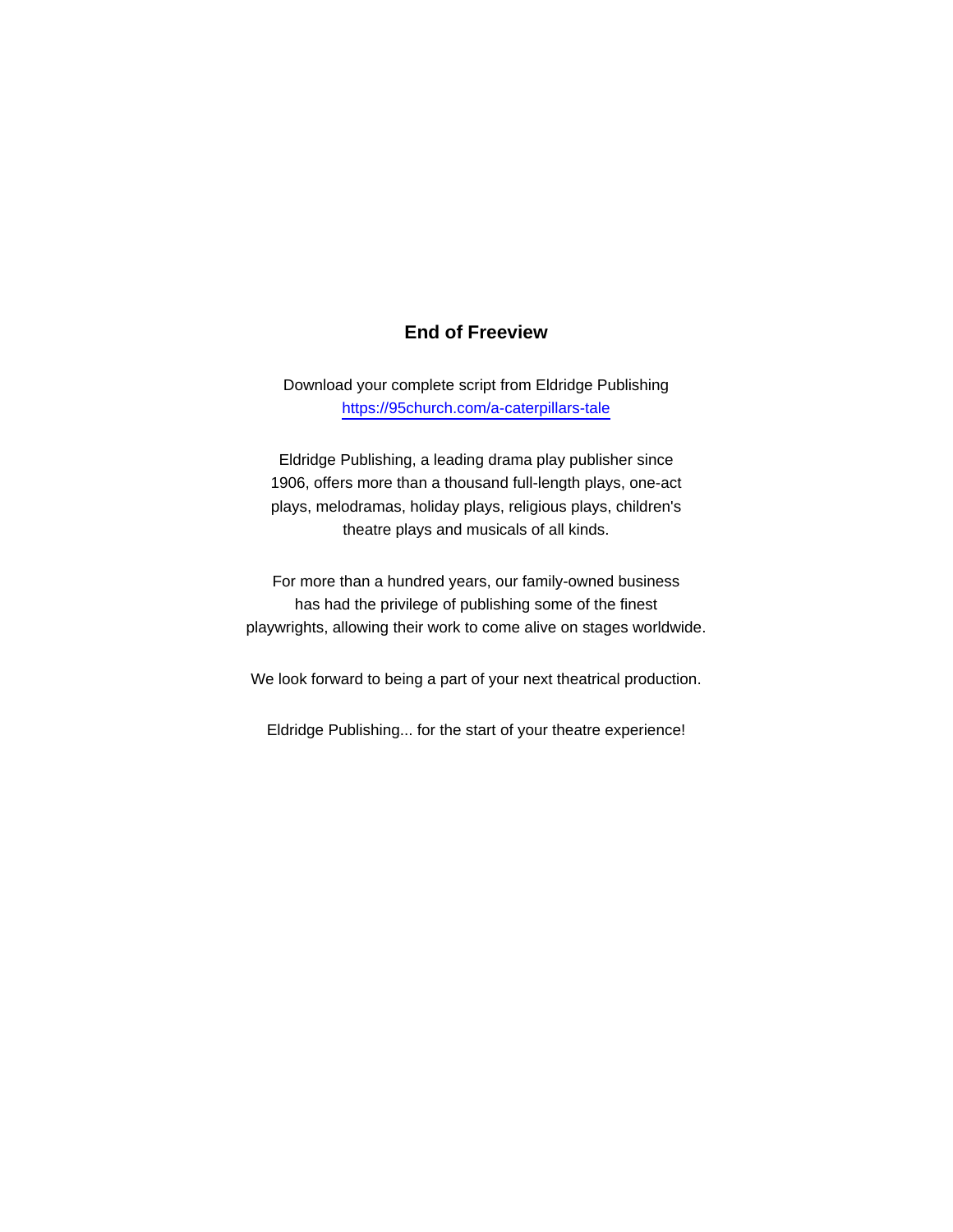## End of Freeview

Download your complete script from Eldridge Publishing
[https://95church.com/a-caterpillars-tale](https://95church.com/a-caterpillars-tale)

Eldridge Publishing, a leading drama play publisher since 1906, offers more than a thousand full-length plays, one-act plays, melodramas, holiday plays, religious plays, children's theatre plays and musicals of all kinds.

For more than a hundred years, our family-owned business has had the privilege of publishing some of the finest playwrights, allowing their work to come alive on stages worldwide.

We look forward to being a part of your next theatrical production.

Eldridge Publishing... for the start of your theatre experience!